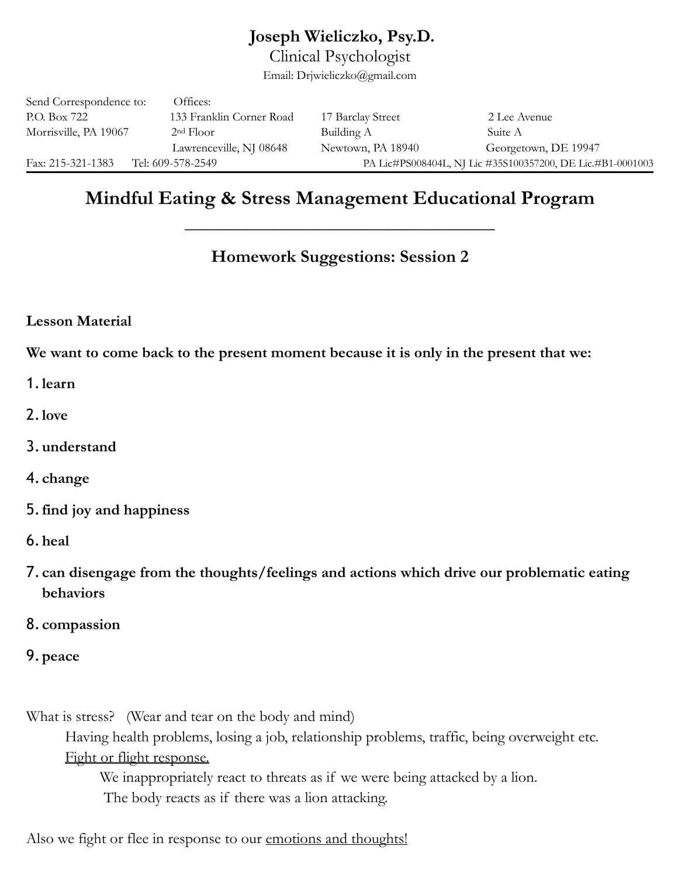# Joseph Wieliczko, Psy.D.

Clinical Psychologist

Email: Drjwieliczko@gmail.com

| Send Correspondence to: | Offices: | | |
|---|---|---|---|
| P.O. Box 722 | 133 Franklin Corner Road | 17 Barclay Street | 2 Lee Avenue |
| Morrisville, PA 19067 | 2nd Floor | Building A | Suite A |
| | Lawrenceville, NJ 08648 | Newtown, PA 18940 | Georgetown, DE 19947 |

Fax: 215-321-1383 Tel: 609-578-2549 PA Lic#PS008404L, NJ Lic #35S100357200, DE Lic.#B1-0001003

## Mindful Eating & Stress Management Educational Program

### Homework Suggestions: Session 2

**Lesson Material**

**We want to come back to the present moment because it is only in the present that we:**

1. **learn**
2. **love**
3. **understand**
4. **change**
5. **find joy and happiness**
6. **heal**
7. **can disengage from the thoughts/feelings and actions which drive our problematic eating behaviors**
8. **compassion**
9. **peace**

What is stress? (Wear and tear on the body and mind)

Having health problems, losing a job, relationship problems, traffic, being overweight etc.

Fight or flight response.

We inappropriately react to threats as if we were being attacked by a lion.

The body reacts as if there was a lion attacking.

Also we fight or flee in response to our emotions and thoughts!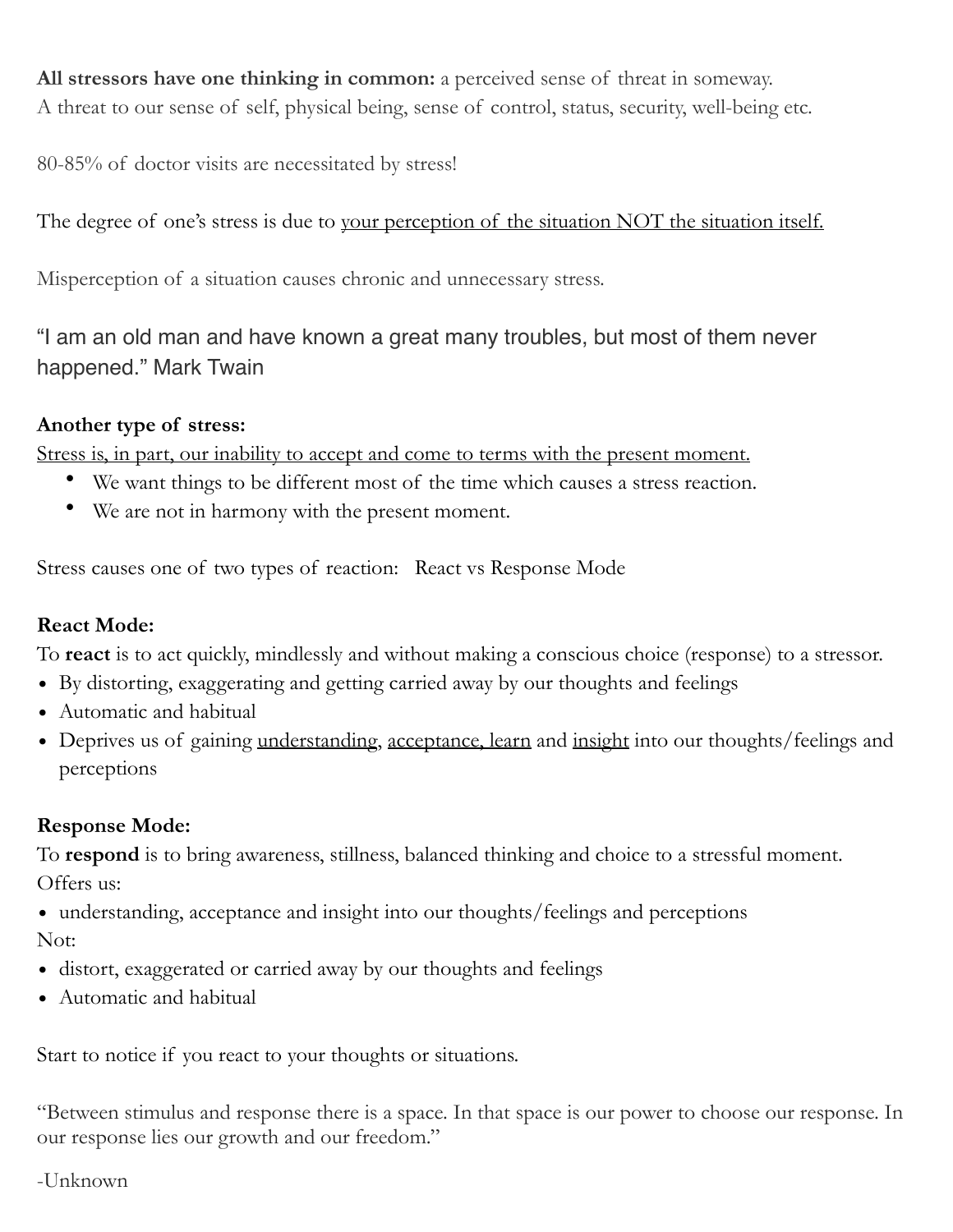**All stressors have one thinking in common:** a perceived sense of threat in someway.
A threat to our sense of self, physical being, sense of control, status, security, well-being etc.

80-85% of doctor visits are necessitated by stress!

The degree of one's stress is due to <u>your perception of the situation NOT the situation itself.</u>

Misperception of a situation causes chronic and unnecessary stress.

"I am an old man and have known a great many troubles, but most of them never happened." Mark Twain

**Another type of stress:**

<u>Stress is, in part, our inability to accept and come to terms with the present moment.</u>

- We want things to be different most of the time which causes a stress reaction.
- We are not in harmony with the present moment.

Stress causes one of two types of reaction: React vs Response Mode

**React Mode:**

To **react** is to act quickly, mindlessly and without making a conscious choice (response) to a stressor.

- By distorting, exaggerating and getting carried away by our thoughts and feelings
- Automatic and habitual
- Deprives us of gaining <u>understanding</u>, <u>acceptance, learn</u> and <u>insight</u> into our thoughts/feelings and perceptions

**Response Mode:**

To **respond** is to bring awareness, stillness, balanced thinking and choice to a stressful moment.
Offers us:

- understanding, acceptance and insight into our thoughts/feelings and perceptions

Not:

- distort, exaggerated or carried away by our thoughts and feelings
- Automatic and habitual

Start to notice if you react to your thoughts or situations.

"Between stimulus and response there is a space. In that space is our power to choose our response. In our response lies our growth and our freedom."

-Unknown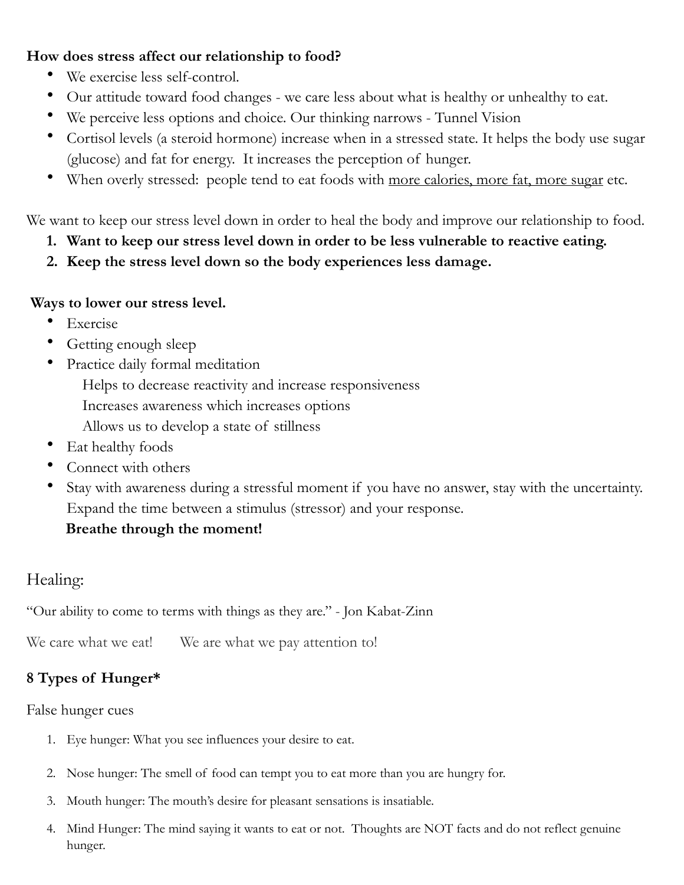**How does stress affect our relationship to food?**

- We exercise less self-control.
- Our attitude toward food changes - we care less about what is healthy or unhealthy to eat.
- We perceive less options and choice. Our thinking narrows - Tunnel Vision
- Cortisol levels (a steroid hormone) increase when in a stressed state. It helps the body use sugar (glucose) and fat for energy. It increases the perception of hunger.
- When overly stressed: people tend to eat foods with <u>more calories, more fat, more sugar</u> etc.

We want to keep our stress level down in order to heal the body and improve our relationship to food.

1. **Want to keep our stress level down in order to be less vulnerable to reactive eating.**
2. **Keep the stress level down so the body experiences less damage.**

**Ways to lower our stress level.**

- Exercise
- Getting enough sleep
- Practice daily formal meditation
  - Helps to decrease reactivity and increase responsiveness
  - Increases awareness which increases options
  - Allows us to develop a state of stillness
- Eat healthy foods
- Connect with others
- Stay with awareness during a stressful moment if you have no answer, stay with the uncertainty. Expand the time between a stimulus (stressor) and your response.
  **Breathe through the moment!**

## Healing:

"Our ability to come to terms with things as they are." - Jon Kabat-Zinn

We care what we eat!    We are what we pay attention to!

### 8 Types of Hunger*

False hunger cues

1. Eye hunger: What you see influences your desire to eat.
2. Nose hunger: The smell of food can tempt you to eat more than you are hungry for.
3. Mouth hunger: The mouth's desire for pleasant sensations is insatiable.
4. Mind Hunger: The mind saying it wants to eat or not. Thoughts are NOT facts and do not reflect genuine hunger.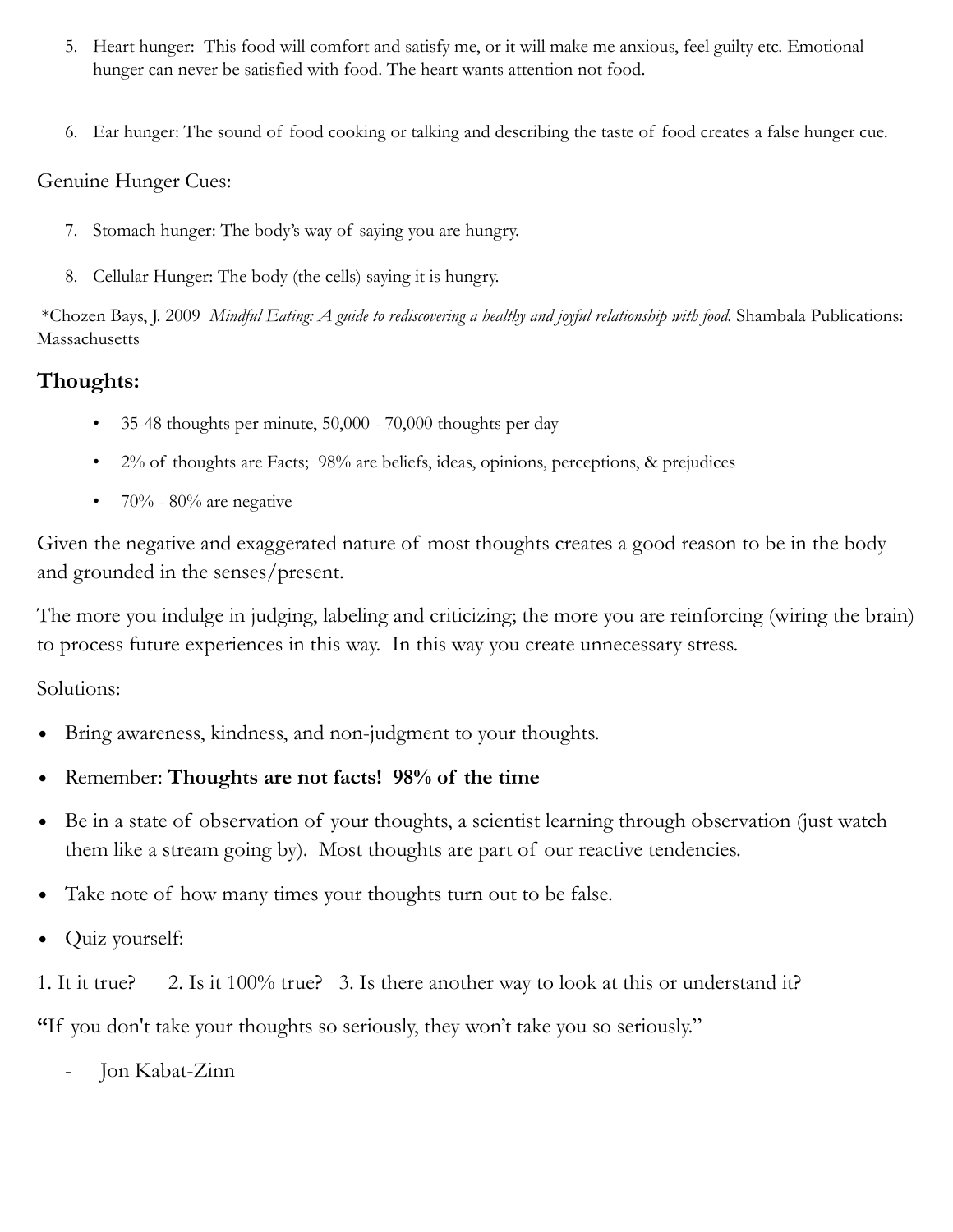5. Heart hunger: This food will comfort and satisfy me, or it will make me anxious, feel guilty etc. Emotional hunger can never be satisfied with food. The heart wants attention not food.

6. Ear hunger: The sound of food cooking or talking and describing the taste of food creates a false hunger cue.

Genuine Hunger Cues:

7. Stomach hunger: The body's way of saying you are hungry.

8. Cellular Hunger: The body (the cells) saying it is hungry.

*Chozen Bays, J. 2009 *Mindful Eating: A guide to rediscovering a healthy and joyful relationship with food.* Shambala Publications: Massachusetts

## Thoughts:

- 35-48 thoughts per minute, 50,000 - 70,000 thoughts per day
- 2% of thoughts are Facts; 98% are beliefs, ideas, opinions, perceptions, & prejudices
- 70% - 80% are negative

Given the negative and exaggerated nature of most thoughts creates a good reason to be in the body and grounded in the senses/present.

The more you indulge in judging, labeling and criticizing; the more you are reinforcing (wiring the brain) to process future experiences in this way. In this way you create unnecessary stress.

Solutions:

- Bring awareness, kindness, and non-judgment to your thoughts.
- Remember: **Thoughts are not facts! 98% of the time**
- Be in a state of observation of your thoughts, a scientist learning through observation (just watch them like a stream going by). Most thoughts are part of our reactive tendencies.
- Take note of how many times your thoughts turn out to be false.
- Quiz yourself:

1. It it true? 2. Is it 100% true? 3. Is there another way to look at this or understand it?

**"**If you don't take your thoughts so seriously, they won't take you so seriously."

- Jon Kabat-Zinn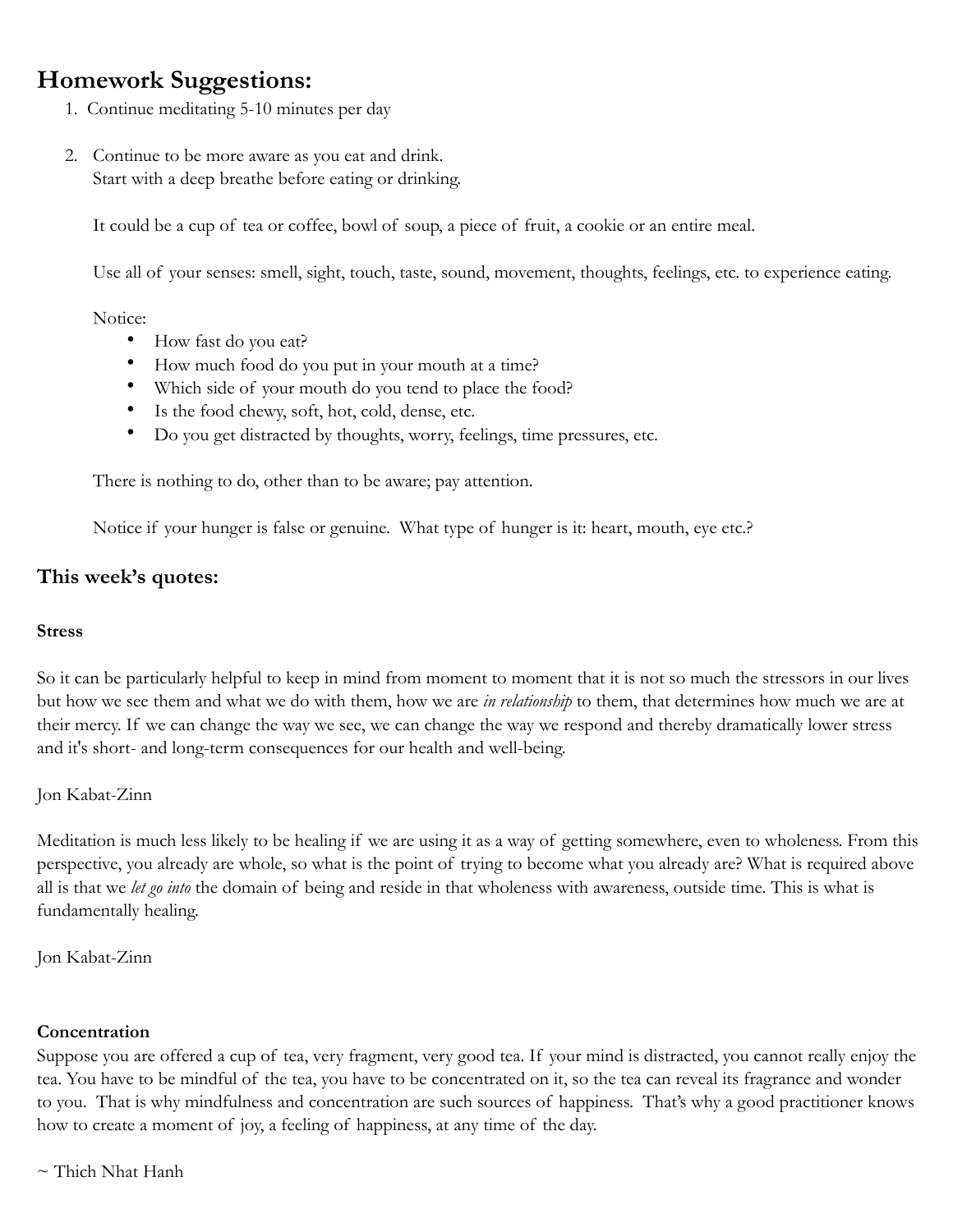## Homework Suggestions:

1. Continue meditating 5-10 minutes per day

2. Continue to be more aware as you eat and drink.
   Start with a deep breathe before eating or drinking.

   It could be a cup of tea or coffee, bowl of soup, a piece of fruit, a cookie or an entire meal.

   Use all of your senses: smell, sight, touch, taste, sound, movement, thoughts, feelings, etc. to experience eating.

   Notice:
   - How fast do you eat?
   - How much food do you put in your mouth at a time?
   - Which side of your mouth do you tend to place the food?
   - Is the food chewy, soft, hot, cold, dense, etc.
   - Do you get distracted by thoughts, worry, feelings, time pressures, etc.

   There is nothing to do, other than to be aware; pay attention.

   Notice if your hunger is false or genuine. What type of hunger is it: heart, mouth, eye etc.?

## This week's quotes:

**Stress**

So it can be particularly helpful to keep in mind from moment to moment that it is not so much the stressors in our lives but how we see them and what we do with them, how we are *in relationship* to them, that determines how much we are at their mercy. If we can change the way we see, we can change the way we respond and thereby dramatically lower stress and it's short- and long-term consequences for our health and well-being.

Jon Kabat-Zinn

Meditation is much less likely to be healing if we are using it as a way of getting somewhere, even to wholeness. From this perspective, you already are whole, so what is the point of trying to become what you already are? What is required above all is that we *let go into* the domain of being and reside in that wholeness with awareness, outside time. This is what is fundamentally healing.

Jon Kabat-Zinn

**Concentration**

Suppose you are offered a cup of tea, very fragment, very good tea. If your mind is distracted, you cannot really enjoy the tea. You have to be mindful of the tea, you have to be concentrated on it, so the tea can reveal its fragrance and wonder to you. That is why mindfulness and concentration are such sources of happiness. That's why a good practitioner knows how to create a moment of joy, a feeling of happiness, at any time of the day.

~ Thich Nhat Hanh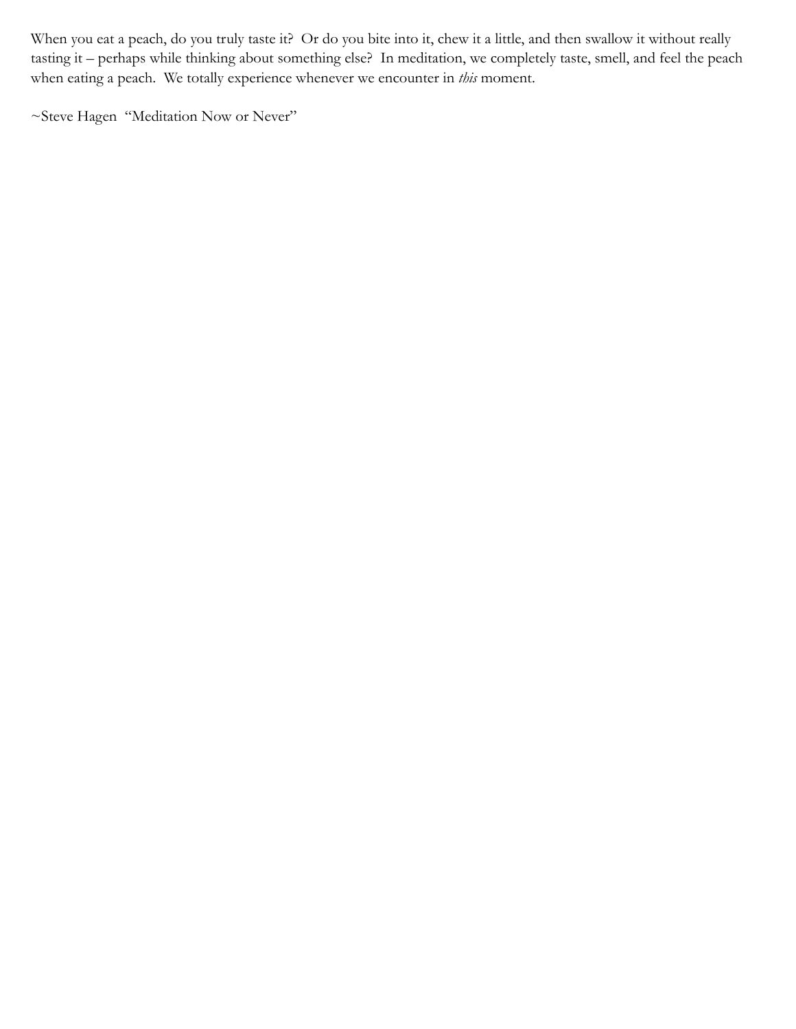When you eat a peach, do you truly taste it? Or do you bite into it, chew it a little, and then swallow it without really tasting it – perhaps while thinking about something else? In meditation, we completely taste, smell, and feel the peach when eating a peach. We totally experience whenever we encounter in *this* moment.

~Steve Hagen "Meditation Now or Never"